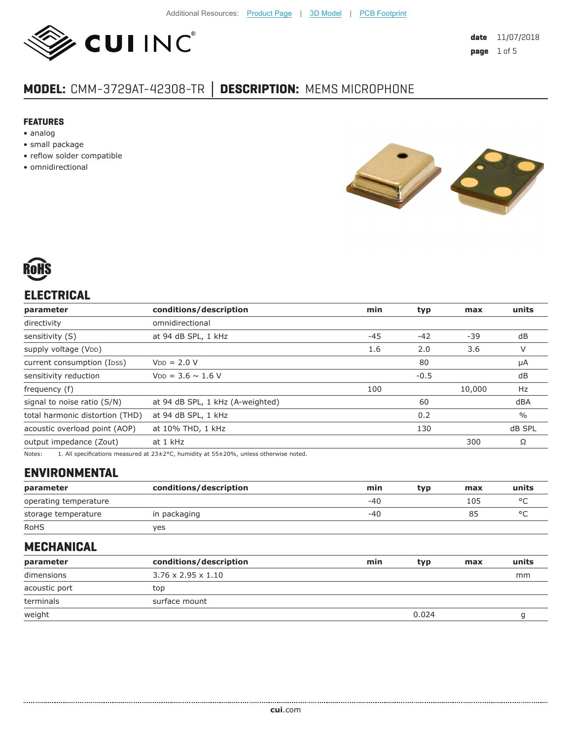Additional Resources: Product Page | 3D Model | PCB Footprint

date 11/07/2018

# MODEL: CMM-3729AT-42308-TR | DESCRIPTION: MEMS MICROPHONE

## FEATURES

- analog
- small package
- reflow solder compatible
- omnidirectional

## ELECTRICAL

| parameter | conditions/description | min | typ | max | units |
|---|---|---|---|---|---|
| directivity | omnidirectional | | | | |
| sensitivity (S) | at 94 dB SPL, 1 kHz | -45 | -42 | -39 | dB |
| supply voltage ($V_{DD}$) | | 1.6 | 2.0 | 3.6 | V |
| current consumption ($I_{DSS}$) | $V_{DD}$ = 2.0 V | | 80 | | μA |
| sensitivity reduction | $V_{DD}$ = 3.6 ~ 1.6 V | | -0.5 | | dB |
| frequency (f) | | 100 | | 10,000 | Hz |
| signal to noise ratio (S/N) | at 94 dB SPL, 1 kHz (A-weighted) | | 60 | | dBA |
| total harmonic distortion (THD) | at 94 dB SPL, 1 kHz | | 0.2 | | % |
| acoustic overload point (AOP) | at 10% THD, 1 kHz | | 130 | | dB SPL |
| output impedance (Zout) | at 1 kHz | | | 300 | Ω |

Notes: 1. All specifications measured at 23±2°C, humidity at 55±20%, unless otherwise noted.

## ENVIRONMENTAL

| parameter | conditions/description | min | typ | max | units |
|---|---|---|---|---|---|
| operating temperature | | -40 | | 105 | °C |
| storage temperature | in packaging | -40 | | 85 | °C |
| RoHS | yes | | | | |

## MECHANICAL

| parameter | conditions/description | min | typ | max | units |
|---|---|---|---|---|---|
| dimensions | 3.76 x 2.95 x 1.10 | | | | mm |
| acoustic port | top | | | | |
| terminals | surface mount | | | | |
| weight | | | 0.024 | | g |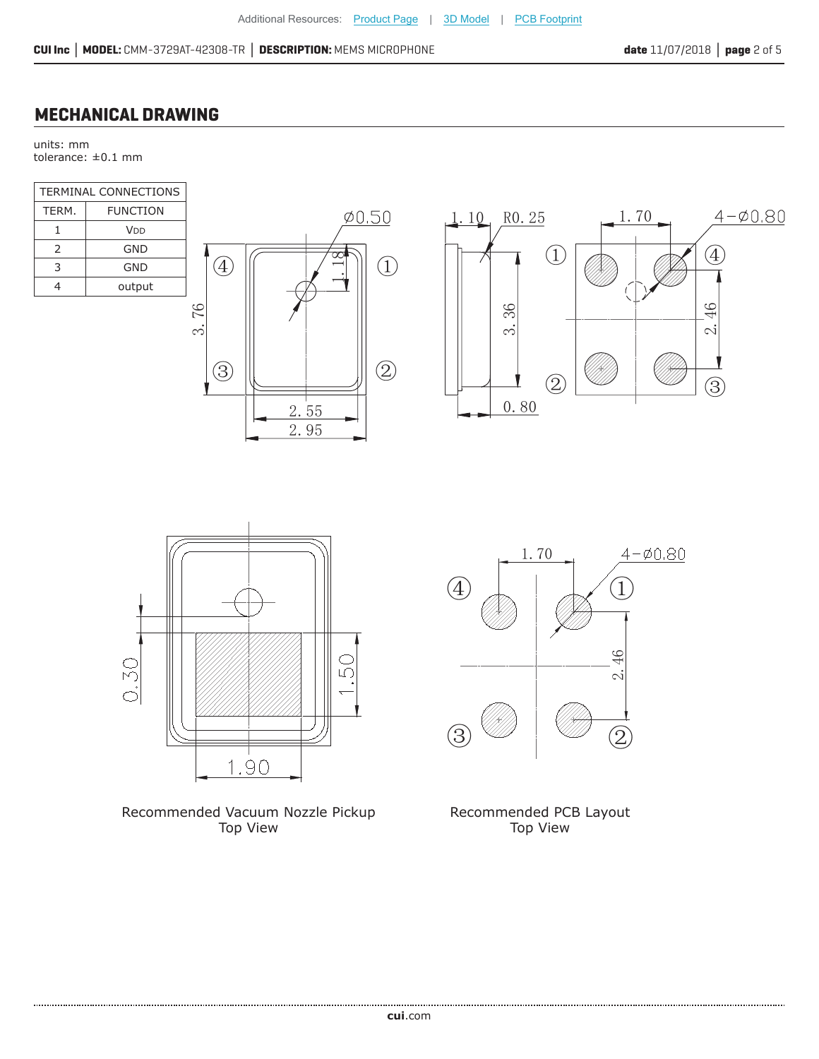## MECHANICAL DRAWING

units: mm
tolerance: ±0.1 mm

| TERMINAL CONNECTIONS | |
|---|---|
| TERM. | FUNCTION |
| 1 | $V_{DD}$ |
| 2 | GND |
| 3 | GND |
| 4 | output |

Recommended Vacuum Nozzle Pickup
Top View

Recommended PCB Layout
Top View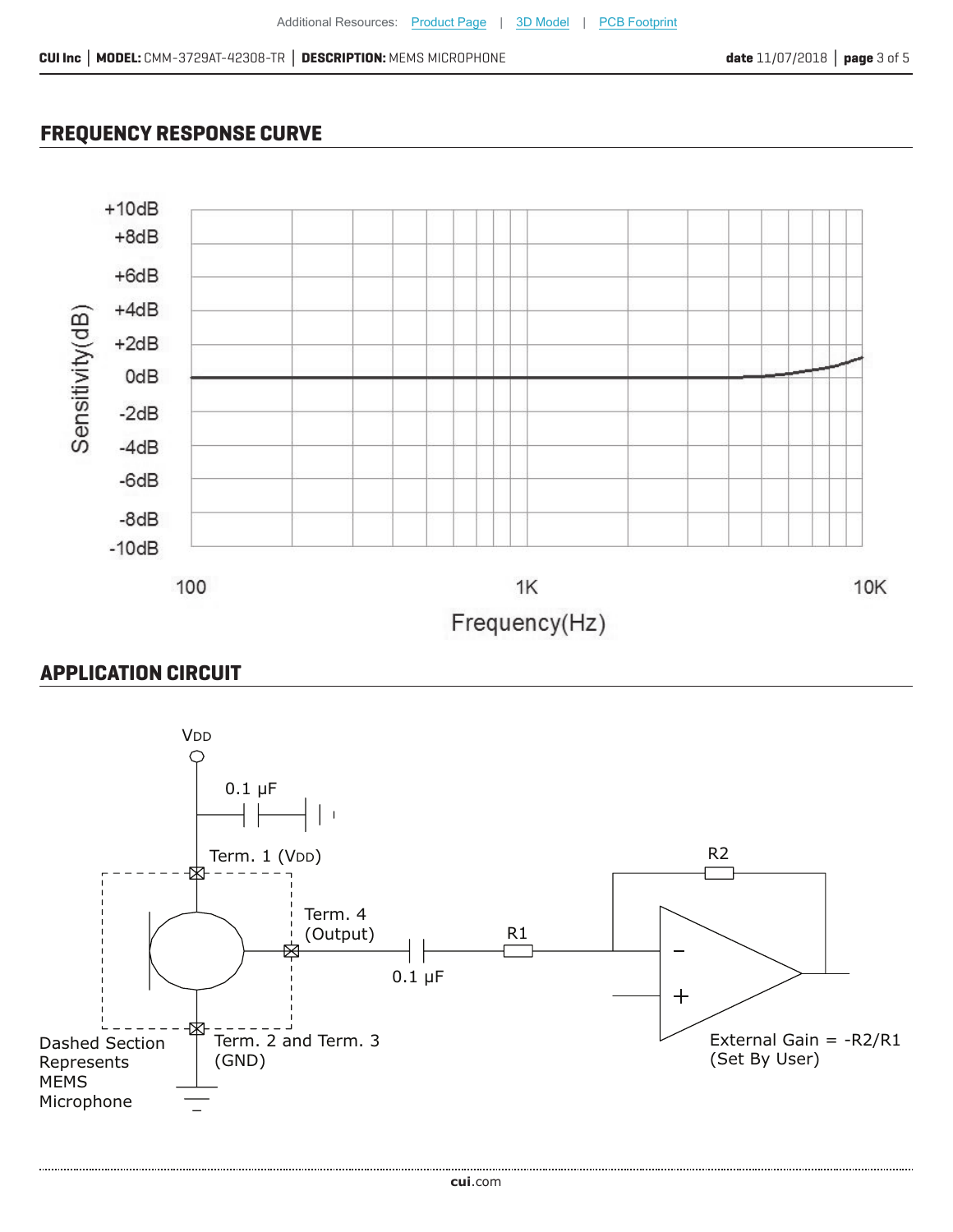## FREQUENCY RESPONSE CURVE

Sensitivity(dB): +10dB, +8dB, +6dB, +4dB, +2dB, 0dB, -2dB, -4dB, -6dB, -8dB, -10dB

Frequency(Hz): 100, 1K, 10K

## APPLICATION CIRCUIT

VDD

0.1 μF

Term. 1 (VDD)

Term. 4 (Output)

0.1 μF

R1

R2

Term. 2 and Term. 3 (GND)

Dashed Section Represents MEMS Microphone

External Gain = -R2/R1 (Set By User)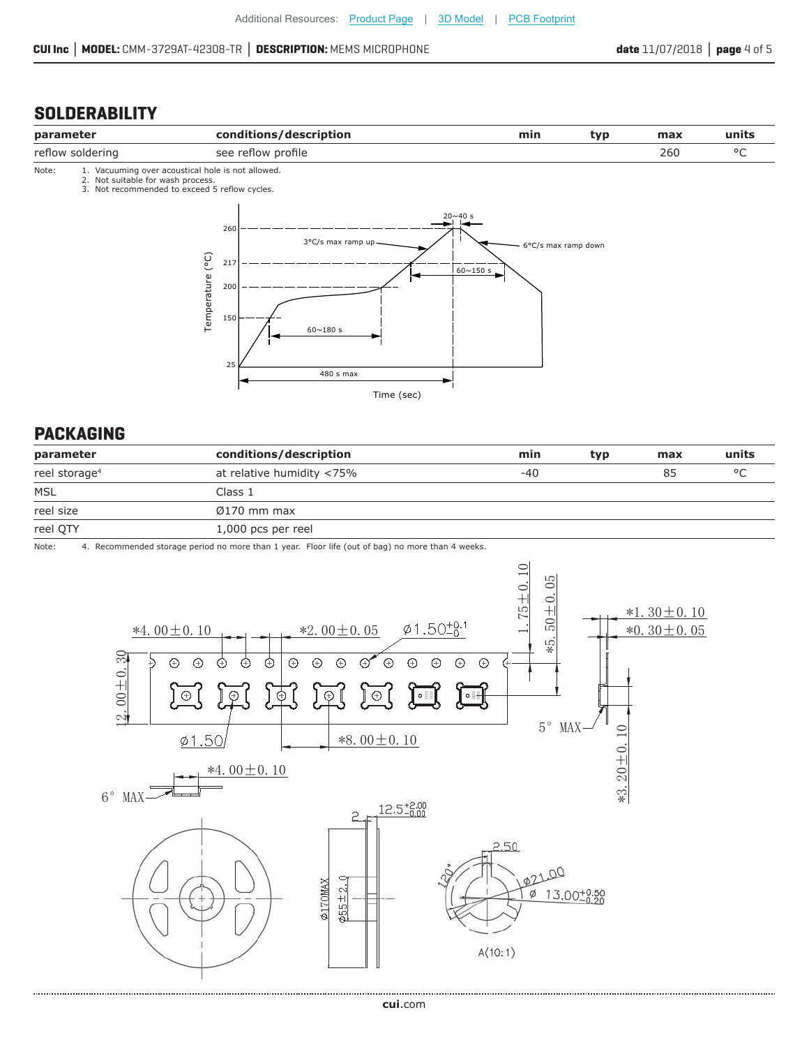## SOLDERABILITY

| parameter | conditions/description | min | typ | max | units |
|---|---|---|---|---|---|
| reflow soldering | see reflow profile | | | 260 | °C |

Note:
1. Vacuuming over acoustical hole is not allowed.
2. Not suitable for wash process.
3. Not recommended to exceed 5 reflow cycles.

## PACKAGING

| parameter | conditions/description | min | typ | max | units |
|---|---|---|---|---|---|
| reel storage[4] | at relative humidity <75% | -40 | | 85 | °C |
| MSL | Class 1 | | | | |
| reel size | Ø170 mm max | | | | |
| reel QTY | 1,000 pcs per reel | | | | |

Note:
4. Recommended storage period no more than 1 year. Floor life (out of bag) no more than 4 weeks.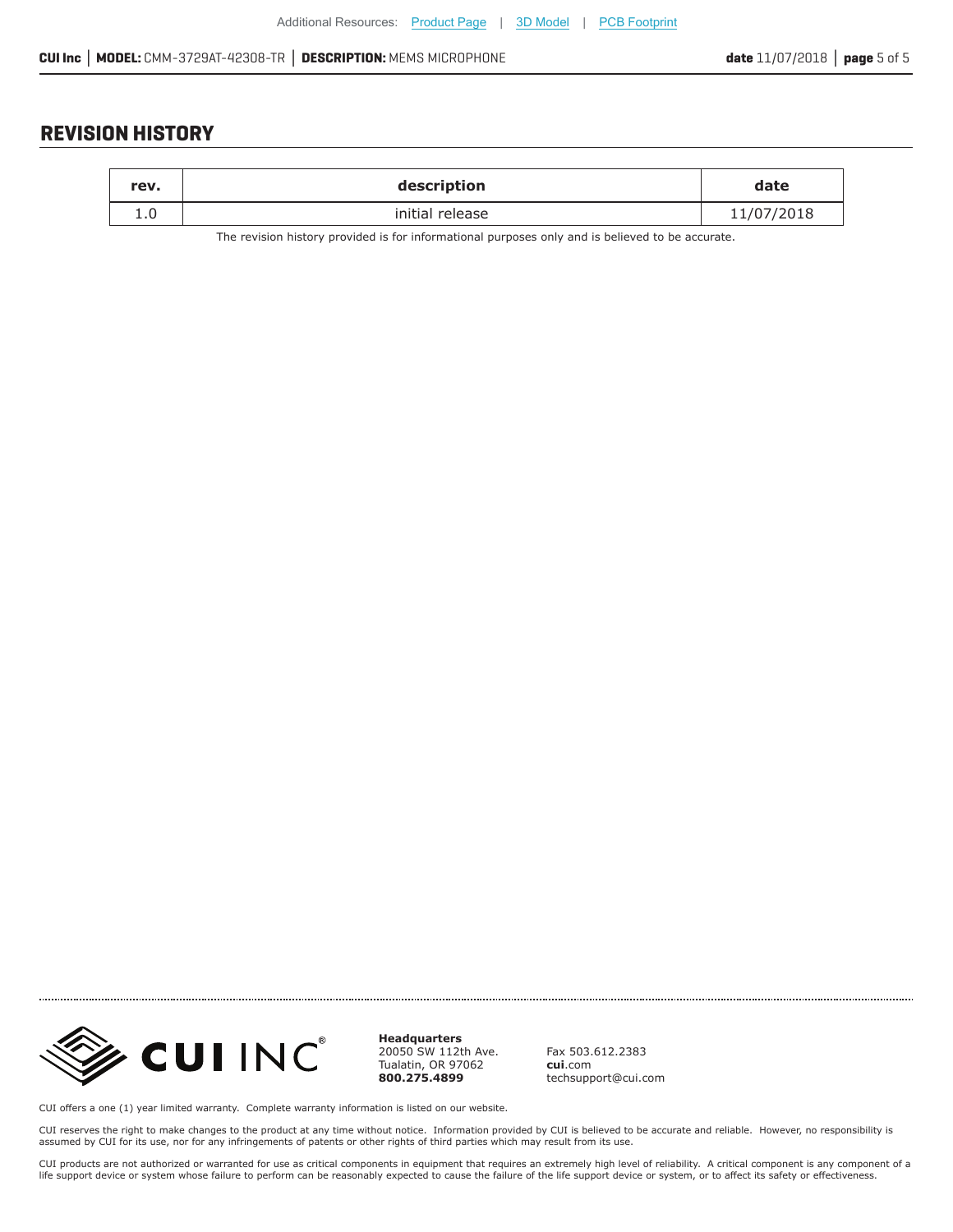## REVISION HISTORY

| rev. | description | date |
|---|---|---|
| 1.0 | initial release | 11/07/2018 |

The revision history provided is for informational purposes only and is believed to be accurate.

**Headquarters**
20050 SW 112th Ave.
Tualatin, OR 97062
**800.275.4899**

Fax 503.612.2383
**cui**.com
techsupport@cui.com

CUI offers a one (1) year limited warranty. Complete warranty information is listed on our website.

CUI reserves the right to make changes to the product at any time without notice. Information provided by CUI is believed to be accurate and reliable. However, no responsibility is assumed by CUI for its use, nor for any infringements of patents or other rights of third parties which may result from its use.

CUI products are not authorized or warranted for use as critical components in equipment that requires an extremely high level of reliability. A critical component is any component of a life support device or system whose failure to perform can be reasonably expected to cause the failure of the life support device or system, or to affect its safety or effectiveness.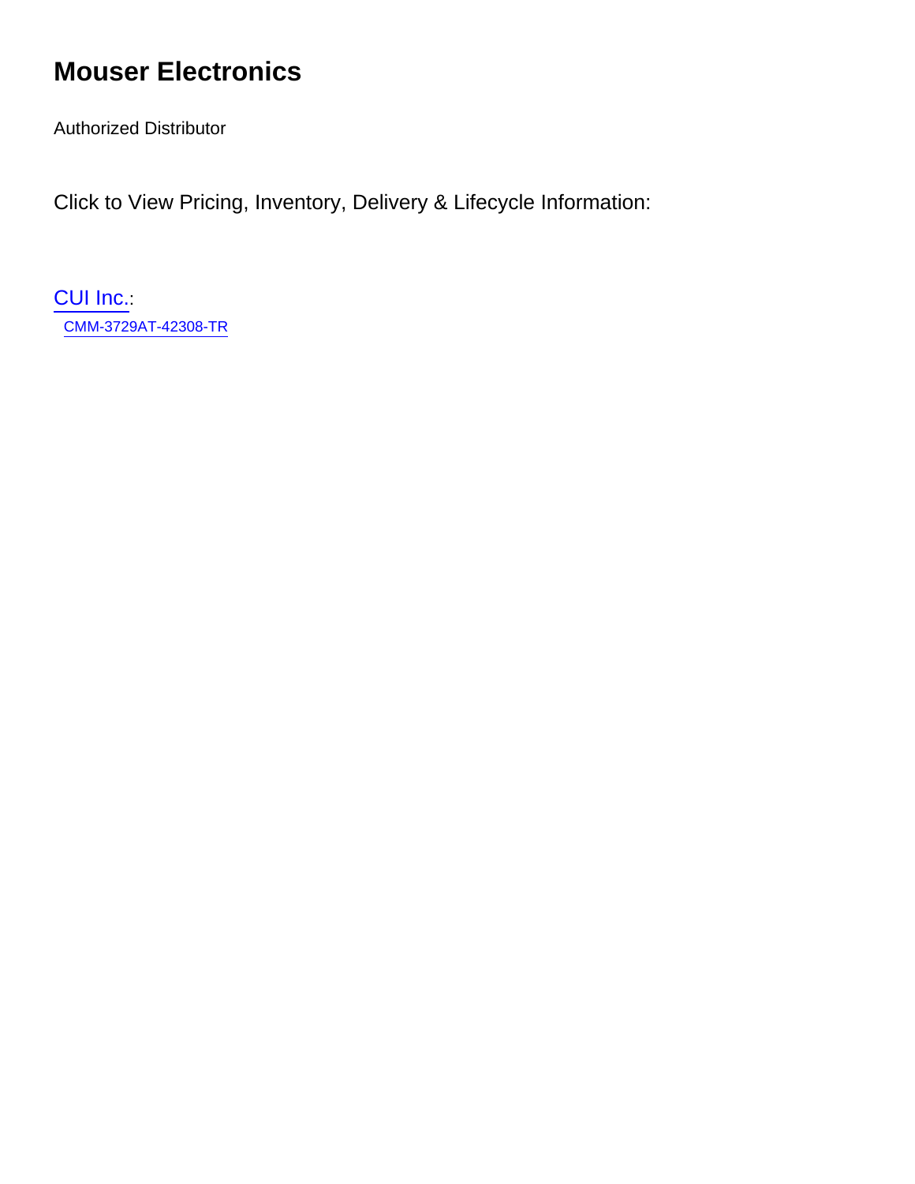# Mouser Electronics

Authorized Distributor

Click to View Pricing, Inventory, Delivery & Lifecycle Information:

CUI Inc.:

CMM-3729AT-42308-TR